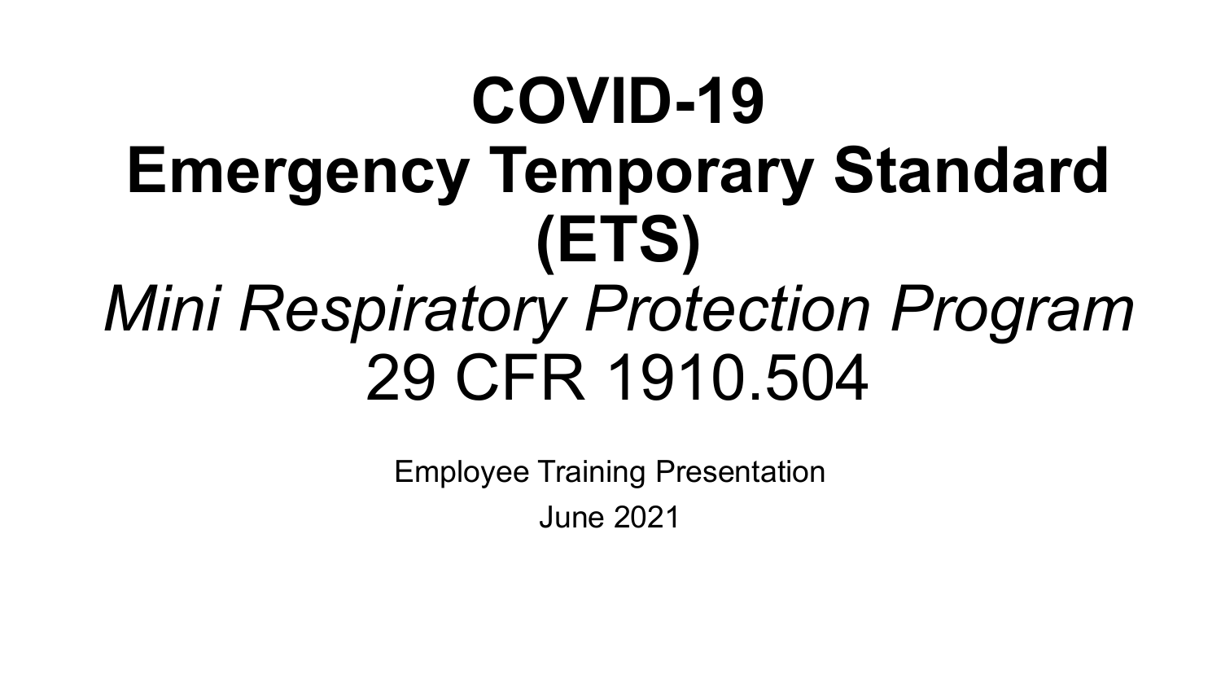# COVID-19 Emergency Temporary Standard (ETS)

*Mini Respiratory Protection Program*

29 CFR 1910.504

Employee Training Presentation

June 2021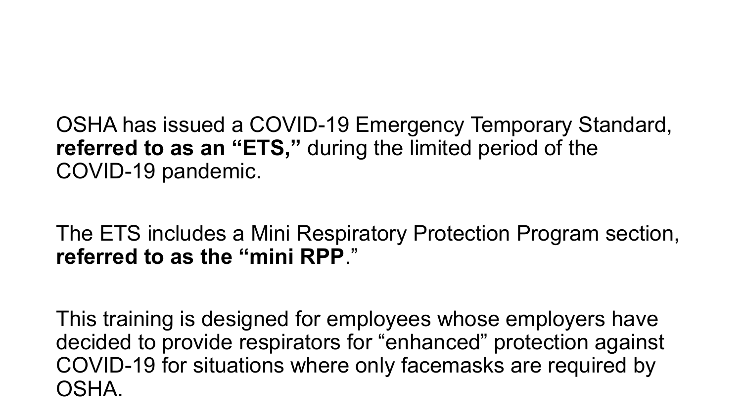OSHA has issued a COVID-19 Emergency Temporary Standard, **referred to as an "ETS,"** during the limited period of the COVID-19 pandemic.

The ETS includes a Mini Respiratory Protection Program section, **referred to as the "mini RPP**."

This training is designed for employees whose employers have decided to provide respirators for "enhanced" protection against COVID-19 for situations where only facemasks are required by OSHA.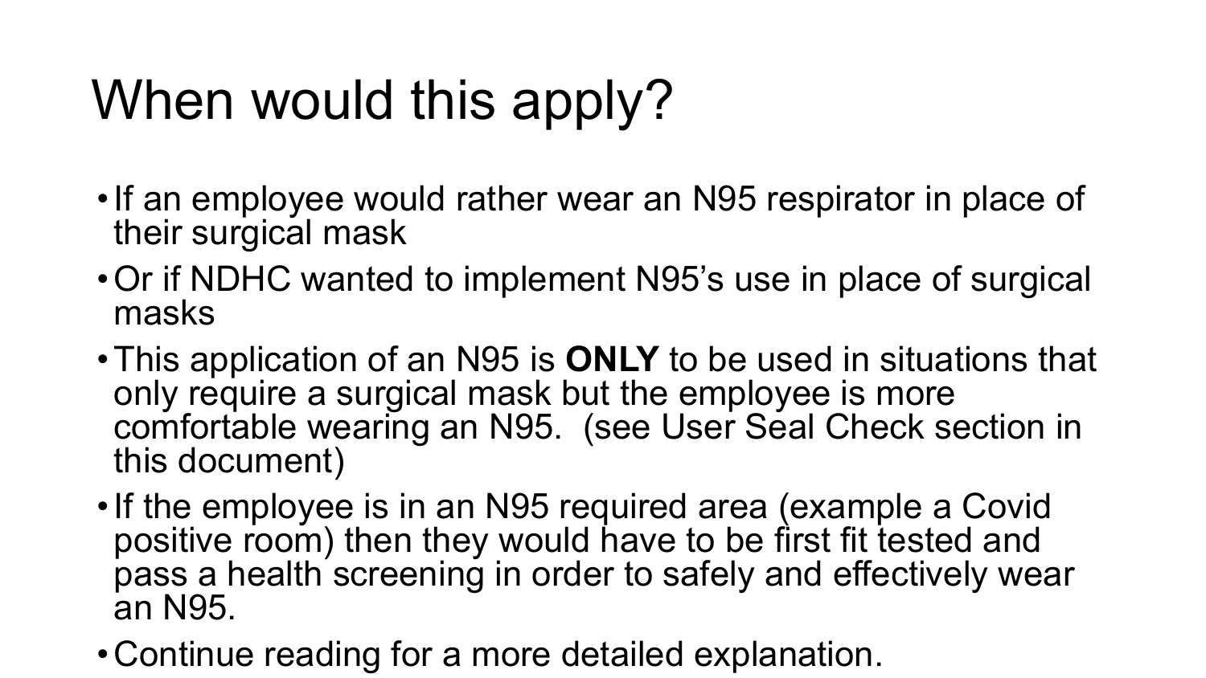# When would this apply?

- If an employee would rather wear an N95 respirator in place of their surgical mask
- Or if NDHC wanted to implement N95's use in place of surgical masks
- This application of an N95 is **ONLY** to be used in situations that only require a surgical mask but the employee is more comfortable wearing an N95. (see User Seal Check section in this document)
- If the employee is in an N95 required area (example a Covid positive room) then they would have to be first fit tested and pass a health screening in order to safely and effectively wear an N95.
- Continue reading for a more detailed explanation.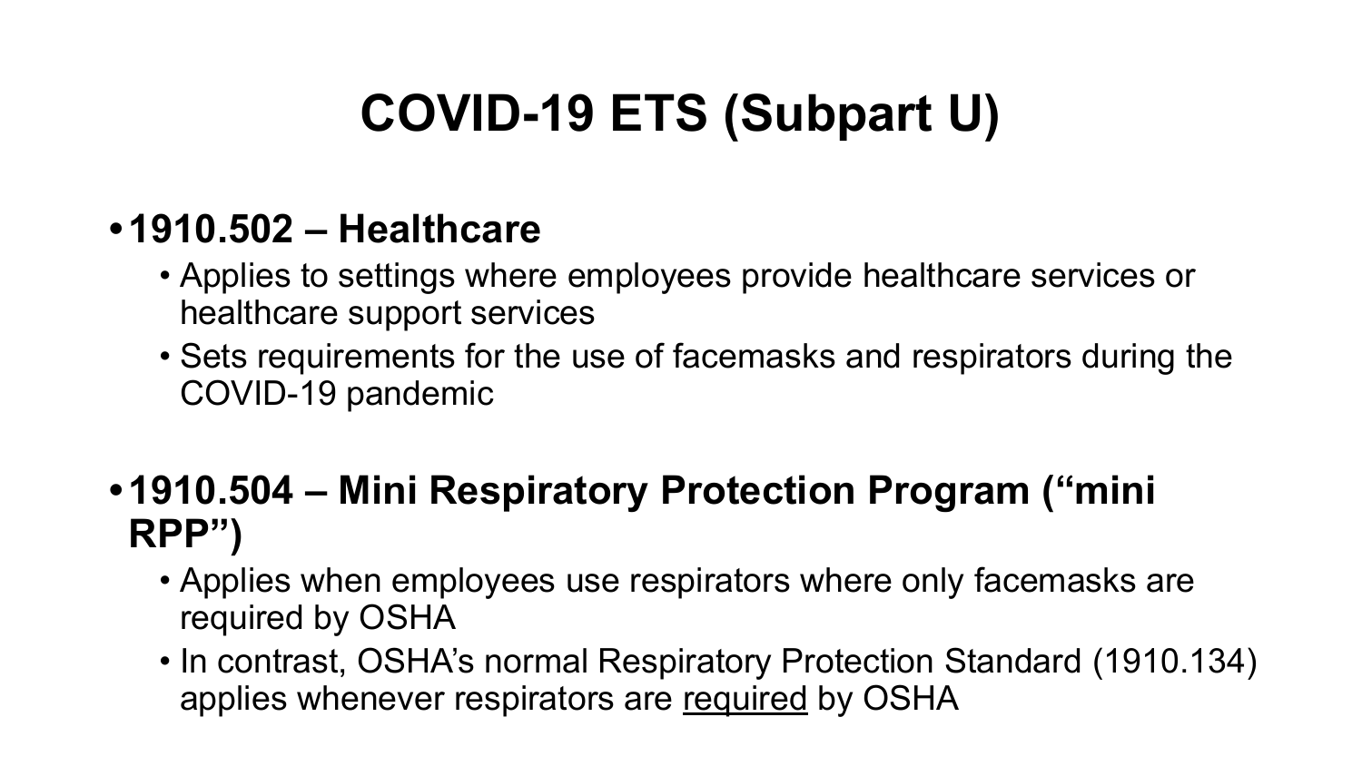# COVID-19 ETS (Subpart U)

- **1910.502 – Healthcare**
  - Applies to settings where employees provide healthcare services or healthcare support services
  - Sets requirements for the use of facemasks and respirators during the COVID-19 pandemic

- **1910.504 – Mini Respiratory Protection Program ("mini RPP")**
  - Applies when employees use respirators where only facemasks are required by OSHA
  - In contrast, OSHA's normal Respiratory Protection Standard (1910.134) applies whenever respirators are <u>required</u> by OSHA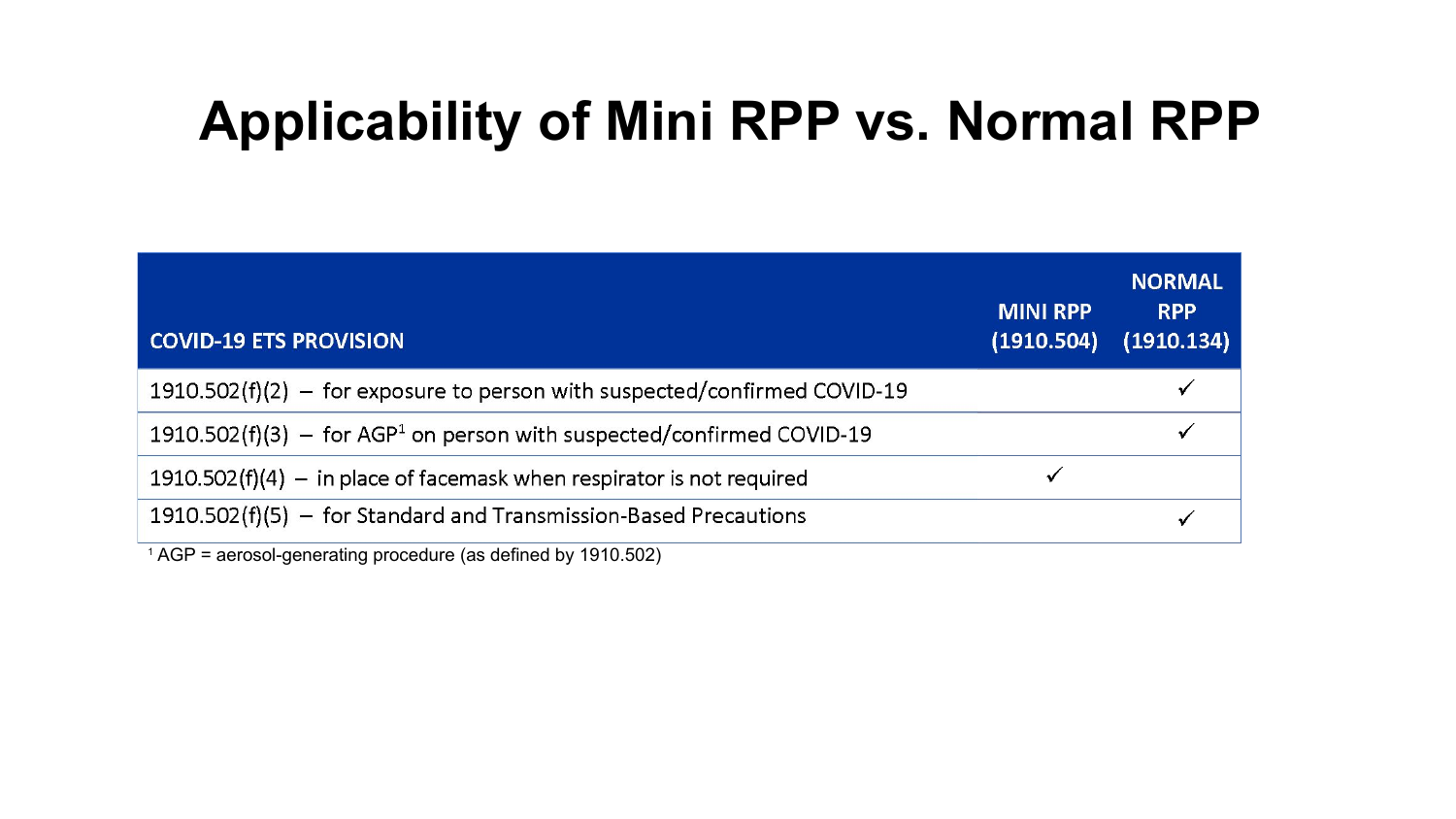# Applicability of Mini RPP vs. Normal RPP

| COVID-19 ETS PROVISION | MINI RPP (1910.504) | NORMAL RPP (1910.134) |
|---|---|---|
| 1910.502(f)(2) – for exposure to person with suspected/confirmed COVID-19 | | ✓ |
| 1910.502(f)(3) – for AGP[1] on person with suspected/confirmed COVID-19 | | ✓ |
| 1910.502(f)(4) – in place of facemask when respirator is not required | ✓ | |
| 1910.502(f)(5) – for Standard and Transmission-Based Precautions | | ✓ |

[1] AGP = aerosol-generating procedure (as defined by 1910.502)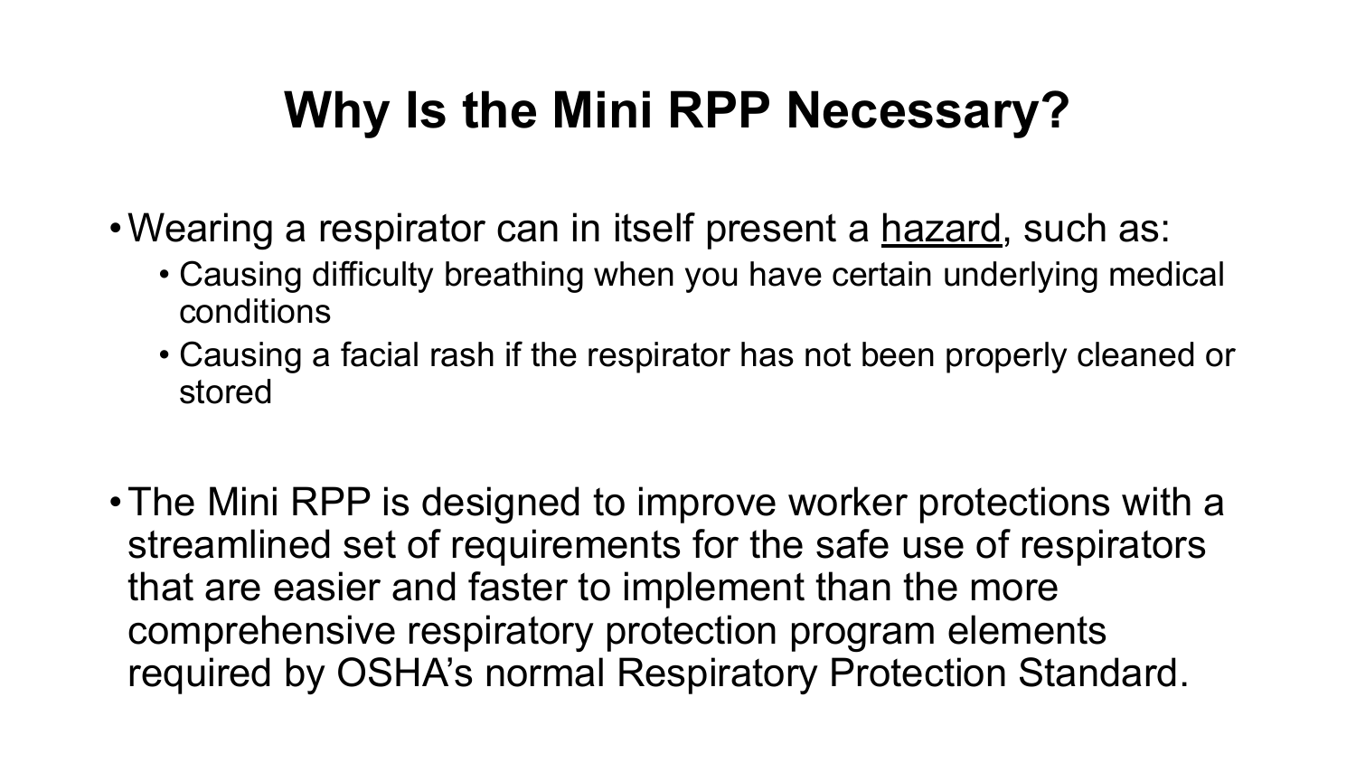# Why Is the Mini RPP Necessary?

- Wearing a respirator can in itself present a <u>hazard</u>, such as:
  - Causing difficulty breathing when you have certain underlying medical conditions
  - Causing a facial rash if the respirator has not been properly cleaned or stored

- The Mini RPP is designed to improve worker protections with a streamlined set of requirements for the safe use of respirators that are easier and faster to implement than the more comprehensive respiratory protection program elements required by OSHA's normal Respiratory Protection Standard.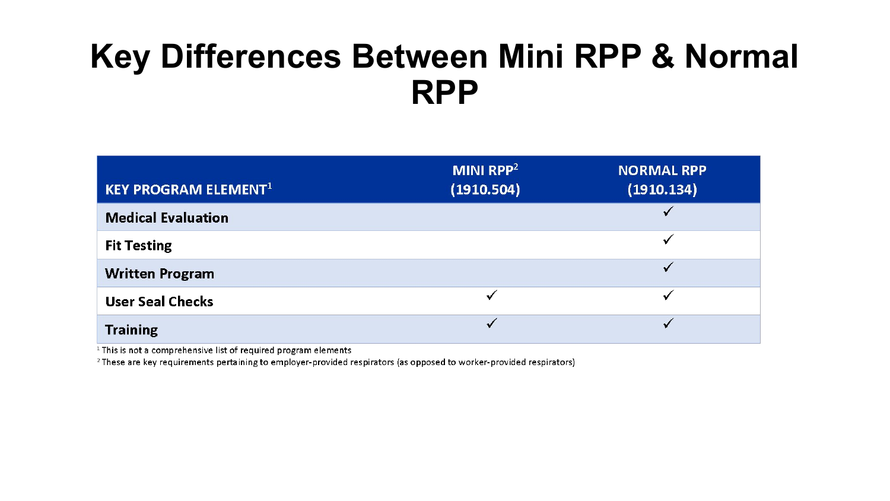# Key Differences Between Mini RPP & Normal RPP

| KEY PROGRAM ELEMENT[1] | MINI RPP[2] (1910.504) | NORMAL RPP (1910.134) |
|---|---|---|
| Medical Evaluation | | ✓ |
| Fit Testing | | ✓ |
| Written Program | | ✓ |
| User Seal Checks | ✓ | ✓ |
| Training | ✓ | ✓ |

[1] This is not a comprehensive list of required program elements

[2] These are key requirements pertaining to employer-provided respirators (as opposed to worker-provided respirators)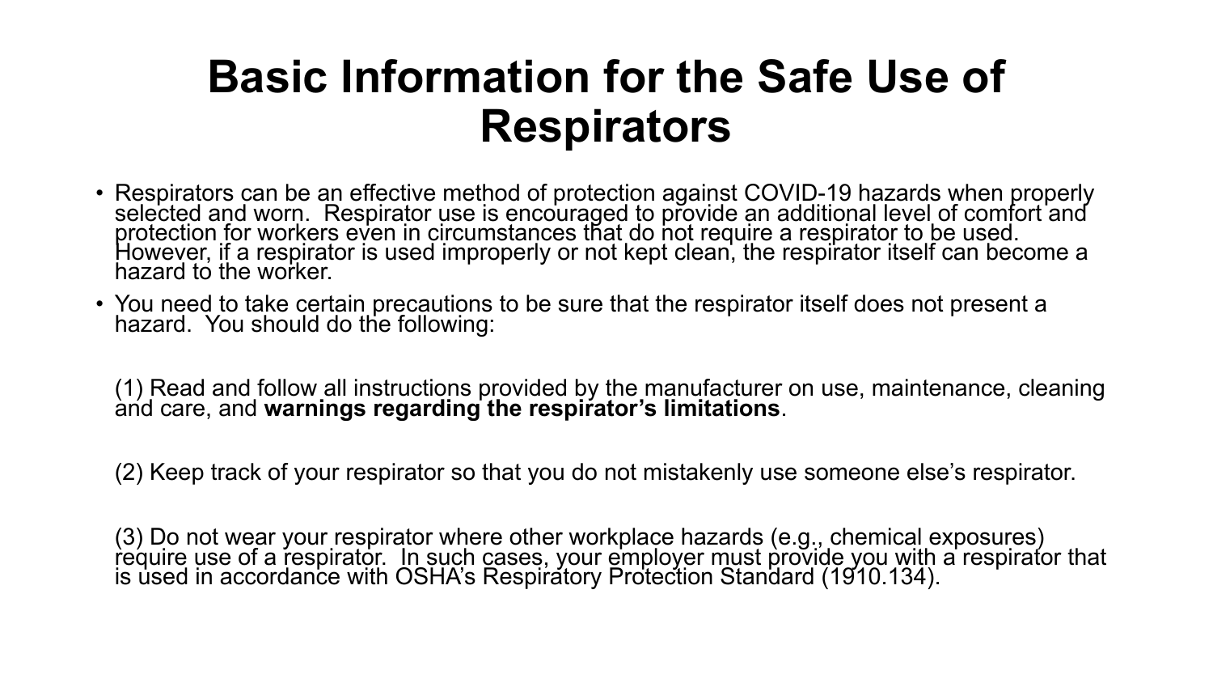# Basic Information for the Safe Use of Respirators

- Respirators can be an effective method of protection against COVID-19 hazards when properly selected and worn. Respirator use is encouraged to provide an additional level of comfort and protection for workers even in circumstances that do not require a respirator to be used. However, if a respirator is used improperly or not kept clean, the respirator itself can become a hazard to the worker.
- You need to take certain precautions to be sure that the respirator itself does not present a hazard. You should do the following:

  (1) Read and follow all instructions provided by the manufacturer on use, maintenance, cleaning and care, and **warnings regarding the respirator's limitations**.

  (2) Keep track of your respirator so that you do not mistakenly use someone else's respirator.

  (3) Do not wear your respirator where other workplace hazards (e.g., chemical exposures) require use of a respirator. In such cases, your employer must provide you with a respirator that is used in accordance with OSHA's Respiratory Protection Standard (1910.134).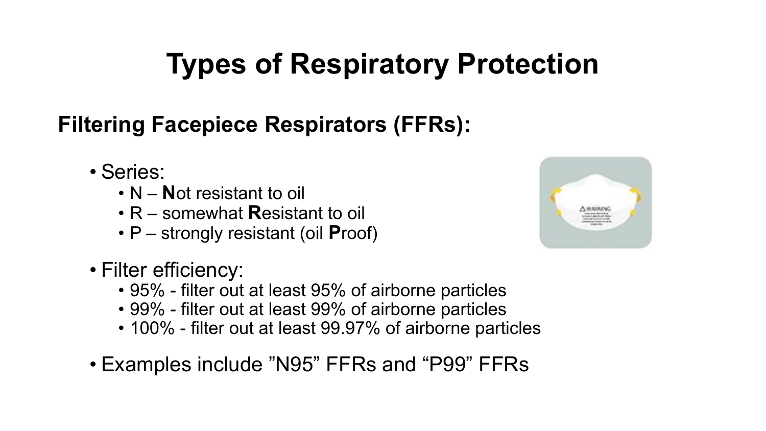# Types of Respiratory Protection

## Filtering Facepiece Respirators (FFRs):

- Series:
  - N – **N**ot resistant to oil
  - R – somewhat **R**esistant to oil
  - P – strongly resistant (oil **P**roof)
- Filter efficiency:
  - 95% - filter out at least 95% of airborne particles
  - 99% - filter out at least 99% of airborne particles
  - 100% - filter out at least 99.97% of airborne particles
- Examples include ”N95” FFRs and “P99” FFRs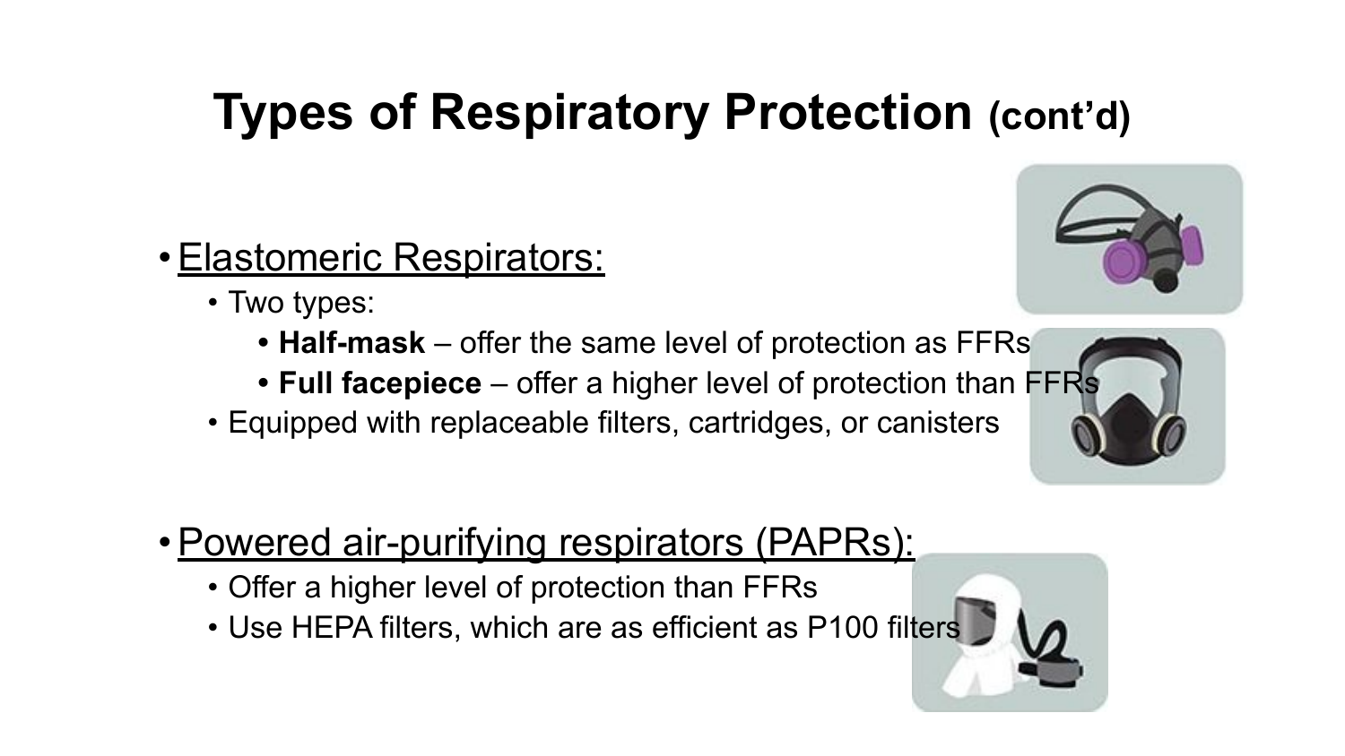# Types of Respiratory Protection (cont'd)

- Elastomeric Respirators:
  - Two types:
    - **Half-mask** – offer the same level of protection as FFRs
    - **Full facepiece** – offer a higher level of protection than FFRs
  - Equipped with replaceable filters, cartridges, or canisters

- Powered air-purifying respirators (PAPRs):
  - Offer a higher level of protection than FFRs
  - Use HEPA filters, which are as efficient as P100 filters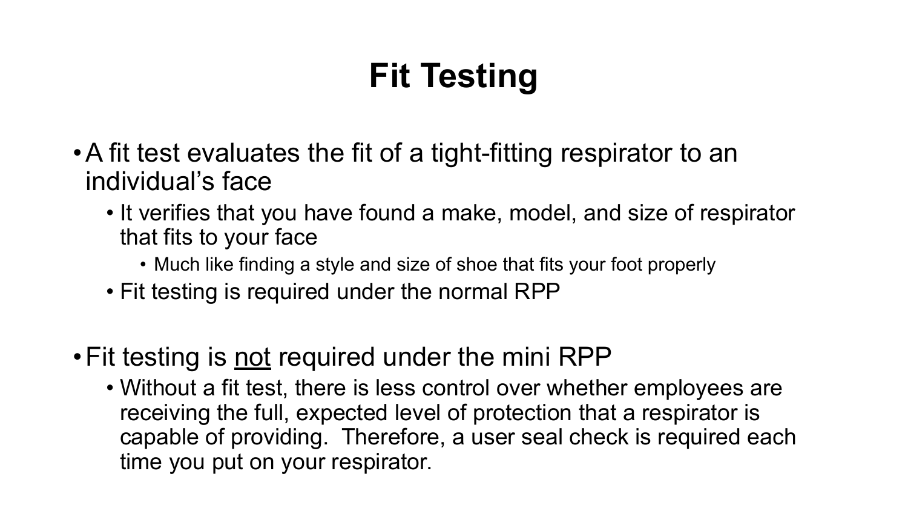# Fit Testing

- A fit test evaluates the fit of a tight-fitting respirator to an individual's face
  - It verifies that you have found a make, model, and size of respirator that fits to your face
    - Much like finding a style and size of shoe that fits your foot properly
  - Fit testing is required under the normal RPP

- Fit testing is <u>not</u> required under the mini RPP
  - Without a fit test, there is less control over whether employees are receiving the full, expected level of protection that a respirator is capable of providing. Therefore, a user seal check is required each time you put on your respirator.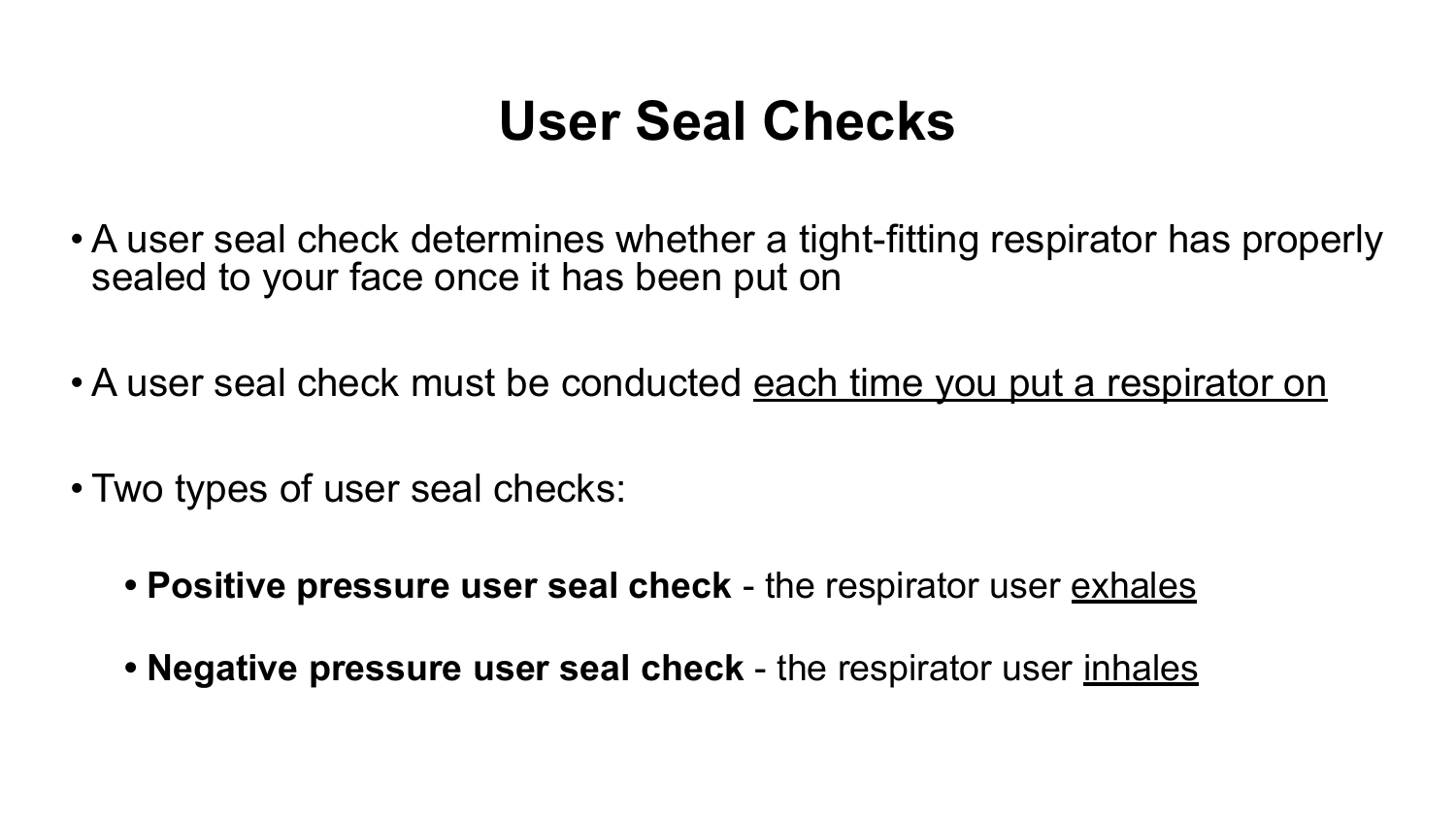# User Seal Checks

- A user seal check determines whether a tight-fitting respirator has properly sealed to your face once it has been put on

- A user seal check must be conducted <u>each time you put a respirator on</u>

- Two types of user seal checks:

  - **Positive pressure user seal check** - the respirator user <u>exhales</u>

  - **Negative pressure user seal check** - the respirator user <u>inhales</u>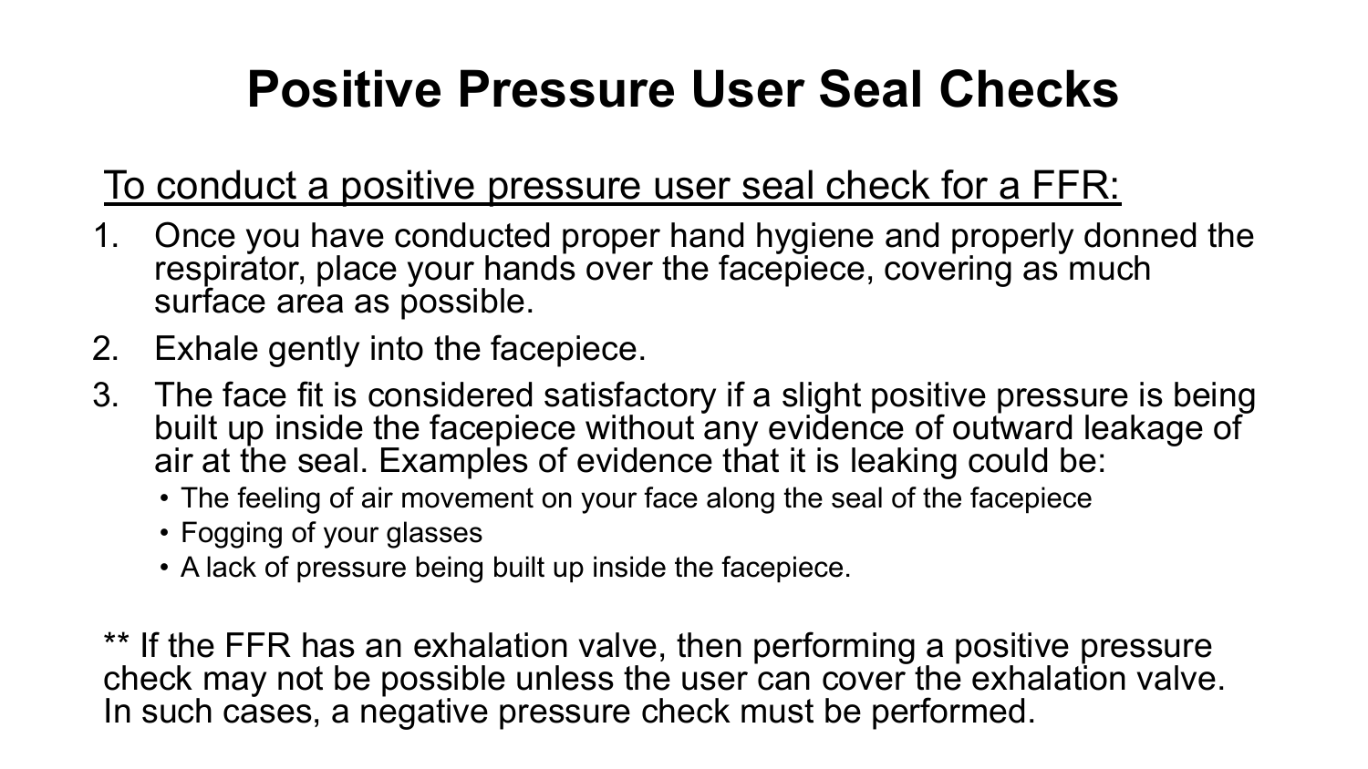# Positive Pressure User Seal Checks

To conduct a positive pressure user seal check for a FFR:

1. Once you have conducted proper hand hygiene and properly donned the respirator, place your hands over the facepiece, covering as much surface area as possible.
2. Exhale gently into the facepiece.
3. The face fit is considered satisfactory if a slight positive pressure is being built up inside the facepiece without any evidence of outward leakage of air at the seal. Examples of evidence that it is leaking could be:
   - The feeling of air movement on your face along the seal of the facepiece
   - Fogging of your glasses
   - A lack of pressure being built up inside the facepiece.

** If the FFR has an exhalation valve, then performing a positive pressure check may not be possible unless the user can cover the exhalation valve. In such cases, a negative pressure check must be performed.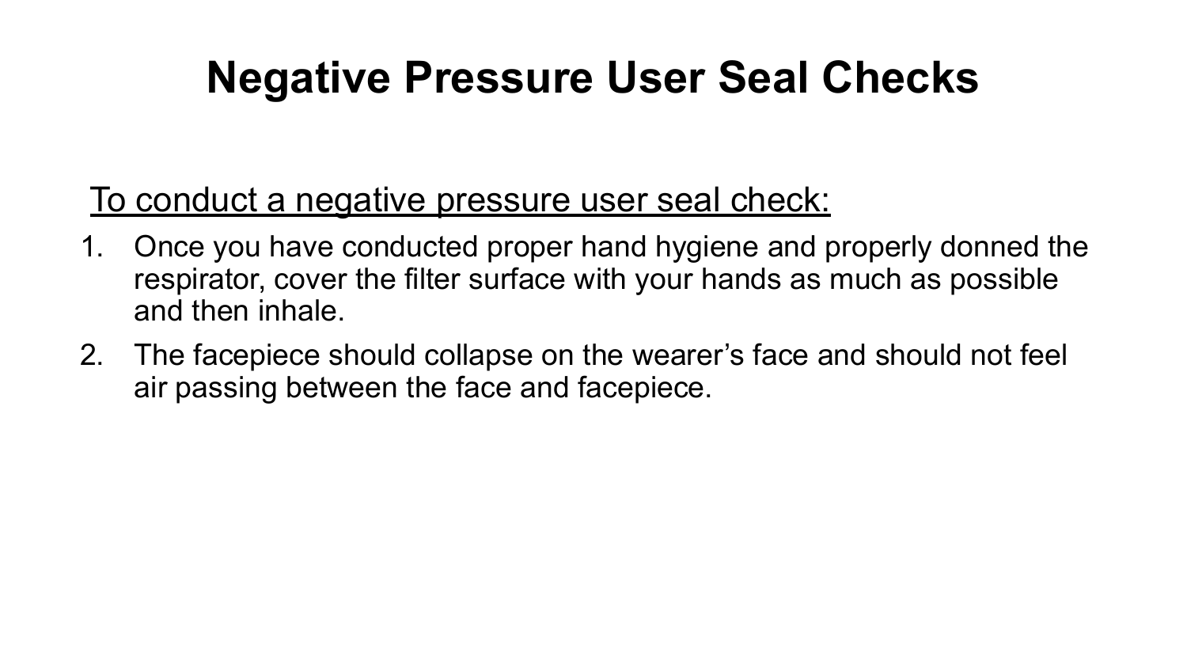# Negative Pressure User Seal Checks

<u>To conduct a negative pressure user seal check:</u>

1. Once you have conducted proper hand hygiene and properly donned the respirator, cover the filter surface with your hands as much as possible and then inhale.
2. The facepiece should collapse on the wearer's face and should not feel air passing between the face and facepiece.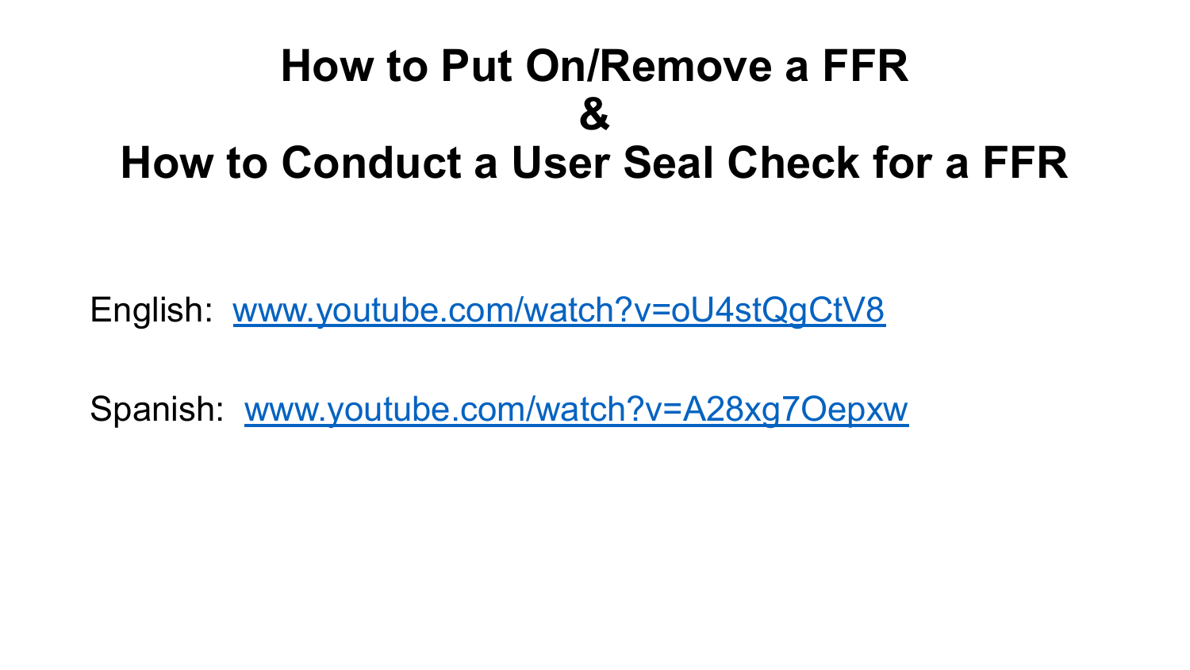# How to Put On/Remove a FFR & How to Conduct a User Seal Check for a FFR

English: [www.youtube.com/watch?v=oU4stQgCtV8](https://www.youtube.com/watch?v=oU4stQgCtV8)

Spanish: [www.youtube.com/watch?v=A28xg7Oepxw](https://www.youtube.com/watch?v=A28xg7Oepxw)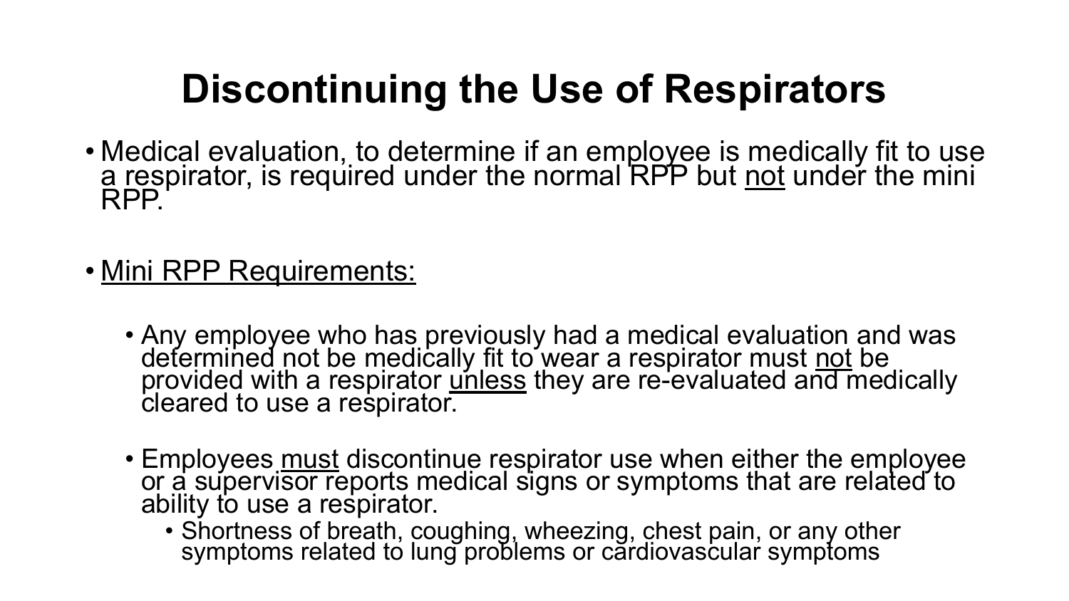# Discontinuing the Use of Respirators

- Medical evaluation, to determine if an employee is medically fit to use a respirator, is required under the normal RPP but <u>not</u> under the mini RPP.

- <u>Mini RPP Requirements:</u>

  - Any employee who has previously had a medical evaluation and was determined not be medically fit to wear a respirator must <u>not</u> be provided with a respirator <u>unless</u> they are re-evaluated and medically cleared to use a respirator.

  - Employees <u>must</u> discontinue respirator use when either the employee or a supervisor reports medical signs or symptoms that are related to ability to use a respirator.
    - Shortness of breath, coughing, wheezing, chest pain, or any other symptoms related to lung problems or cardiovascular symptoms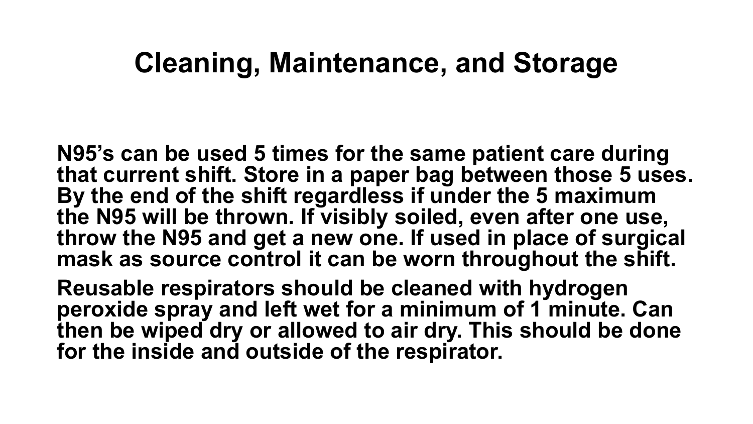# Cleaning, Maintenance, and Storage

**N95's can be used 5 times for the same patient care during that current shift. Store in a paper bag between those 5 uses. By the end of the shift regardless if under the 5 maximum the N95 will be thrown. If visibly soiled, even after one use, throw the N95 and get a new one. If used in place of surgical mask as source control it can be worn throughout the shift.**

**Reusable respirators should be cleaned with hydrogen peroxide spray and left wet for a minimum of 1 minute. Can then be wiped dry or allowed to air dry. This should be done for the inside and outside of the respirator.**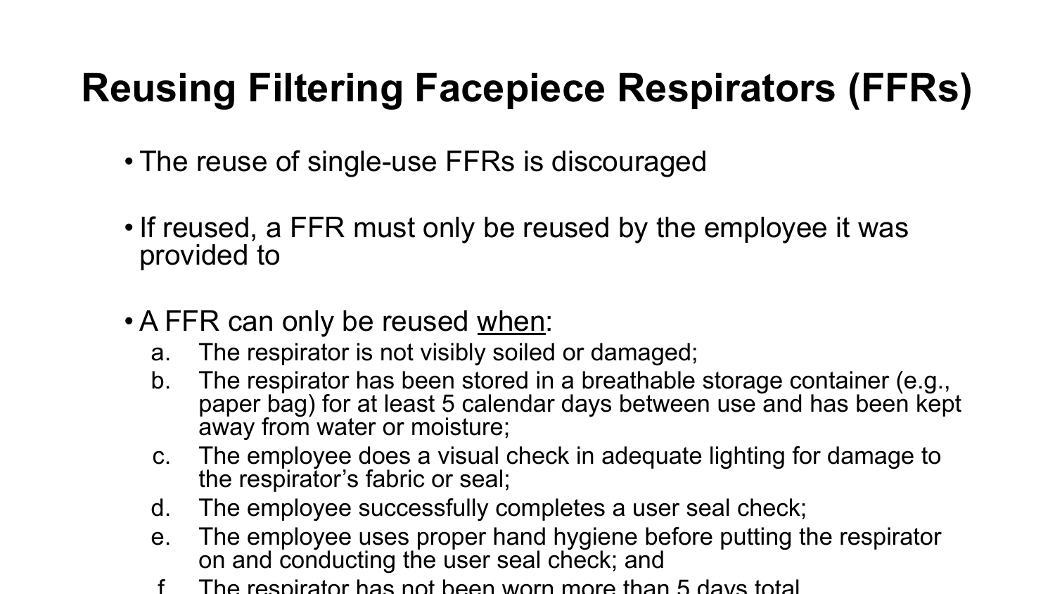# Reusing Filtering Facepiece Respirators (FFRs)

- The reuse of single-use FFRs is discouraged
- If reused, a FFR must only be reused by the employee it was provided to
- A FFR can only be reused <u>when</u>:
  a. The respirator is not visibly soiled or damaged;
  b. The respirator has been stored in a breathable storage container (e.g., paper bag) for at least 5 calendar days between use and has been kept away from water or moisture;
  c. The employee does a visual check in adequate lighting for damage to the respirator's fabric or seal;
  d. The employee successfully completes a user seal check;
  e. The employee uses proper hand hygiene before putting the respirator on and conducting the user seal check; and
  f. The respirator has not been worn more than 5 days total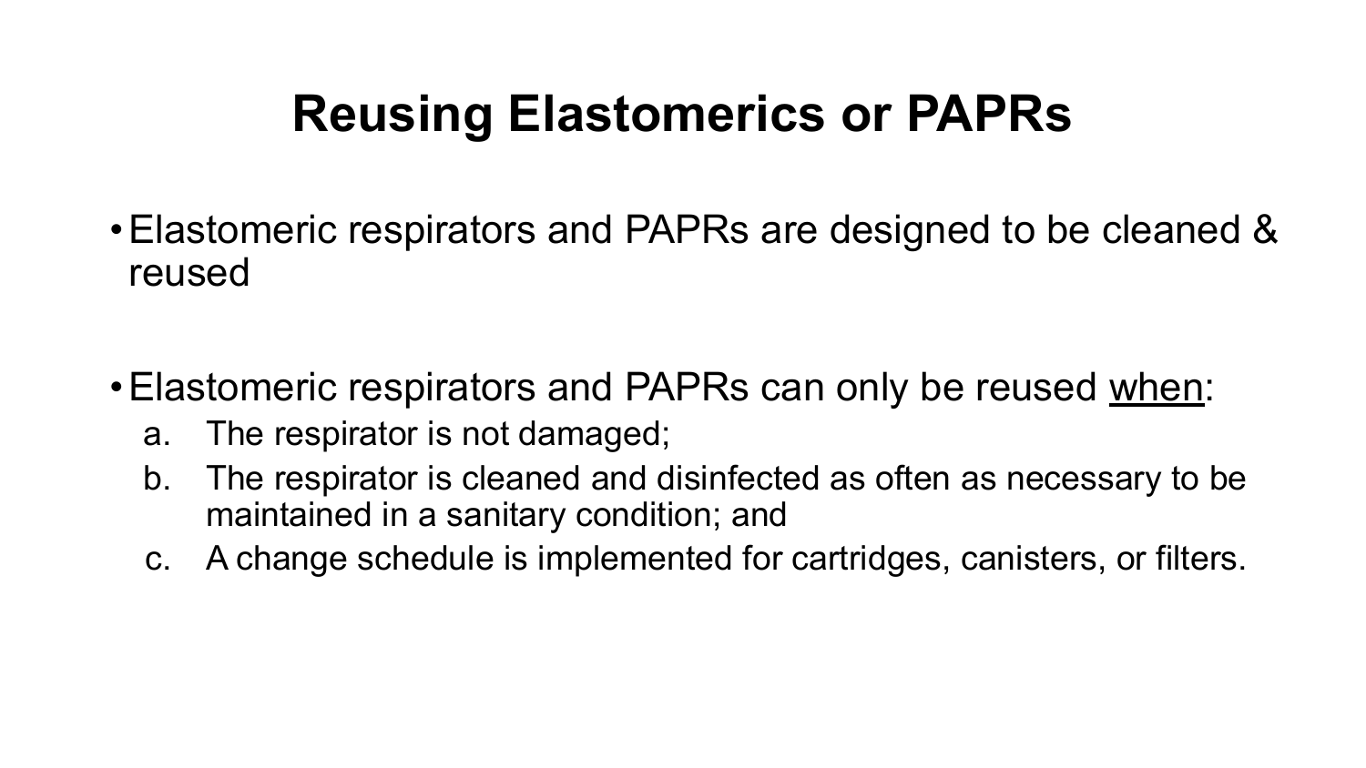# Reusing Elastomerics or PAPRs

- Elastomeric respirators and PAPRs are designed to be cleaned & reused

- Elastomeric respirators and PAPRs can only be reused <u>when</u>:
  a. The respirator is not damaged;
  b. The respirator is cleaned and disinfected as often as necessary to be maintained in a sanitary condition; and
  c. A change schedule is implemented for cartridges, canisters, or filters.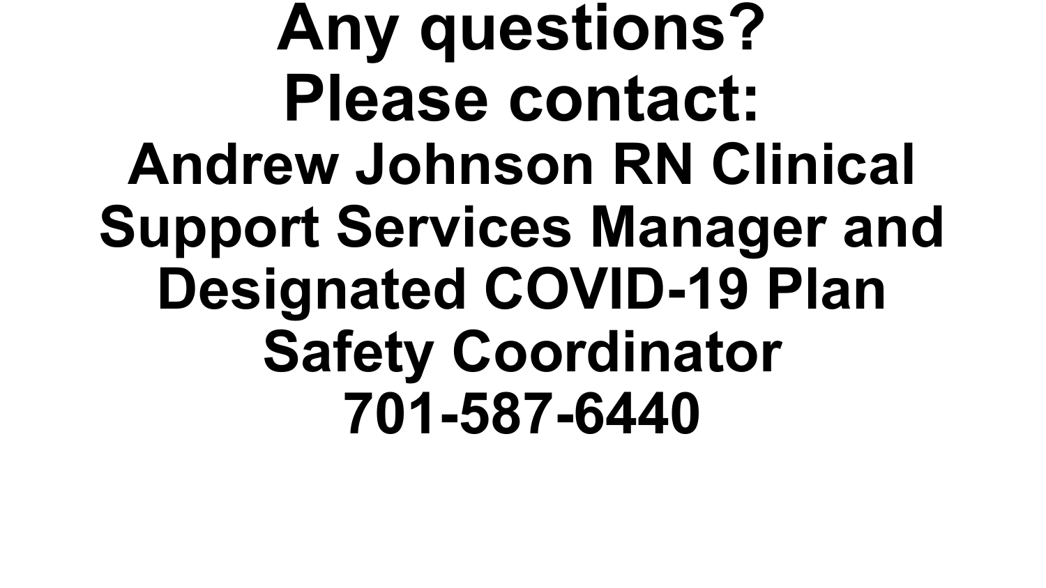# Any questions?

# Please contact:

## Andrew Johnson RN Clinical Support Services Manager and Designated COVID-19 Plan Safety Coordinator

## 701-587-6440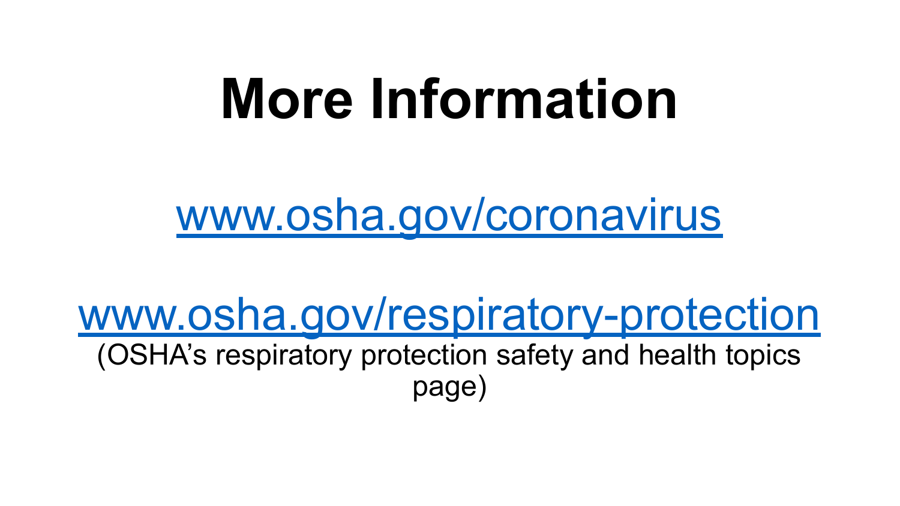# More Information

[www.osha.gov/coronavirus](http://www.osha.gov/coronavirus)

[www.osha.gov/respiratory-protection](http://www.osha.gov/respiratory-protection)
(OSHA's respiratory protection safety and health topics page)